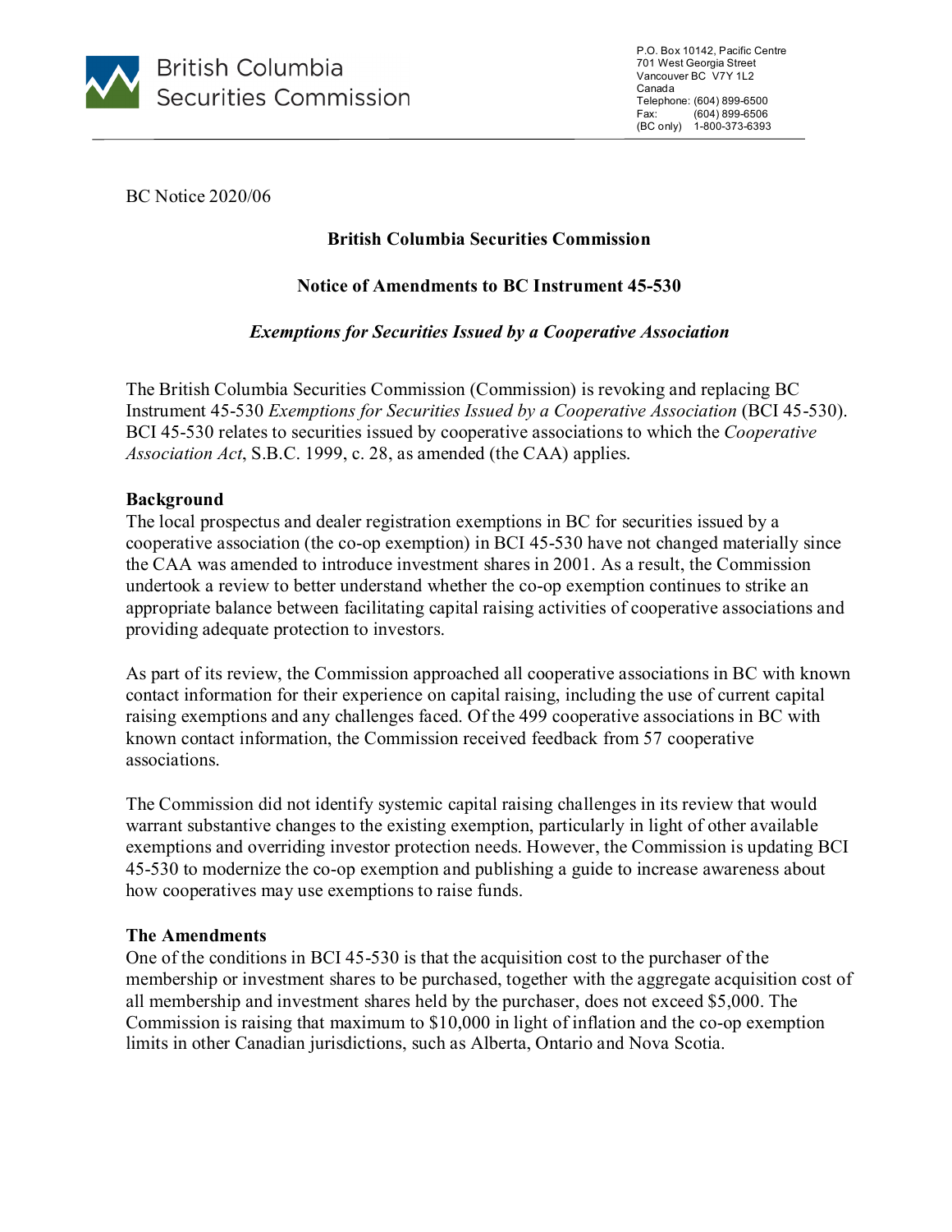British Columbia Securities Commission

P.O. Box 10142, Pacific Centre
701 West Georgia Street
Vancouver BC V7Y 1L2
Canada
Telephone: (604) 899-6500
Fax: (604) 899-6506
(BC only) 1-800-373-6393

BC Notice 2020/06

**British Columbia Securities Commission**

**Notice of Amendments to BC Instrument 45-530**

***Exemptions for Securities Issued by a Cooperative Association***

The British Columbia Securities Commission (Commission) is revoking and replacing BC Instrument 45-530 *Exemptions for Securities Issued by a Cooperative Association* (BCI 45-530). BCI 45-530 relates to securities issued by cooperative associations to which the *Cooperative Association Act*, S.B.C. 1999, c. 28, as amended (the CAA) applies.

**Background**

The local prospectus and dealer registration exemptions in BC for securities issued by a cooperative association (the co-op exemption) in BCI 45-530 have not changed materially since the CAA was amended to introduce investment shares in 2001. As a result, the Commission undertook a review to better understand whether the co-op exemption continues to strike an appropriate balance between facilitating capital raising activities of cooperative associations and providing adequate protection to investors.

As part of its review, the Commission approached all cooperative associations in BC with known contact information for their experience on capital raising, including the use of current capital raising exemptions and any challenges faced. Of the 499 cooperative associations in BC with known contact information, the Commission received feedback from 57 cooperative associations.

The Commission did not identify systemic capital raising challenges in its review that would warrant substantive changes to the existing exemption, particularly in light of other available exemptions and overriding investor protection needs. However, the Commission is updating BCI 45-530 to modernize the co-op exemption and publishing a guide to increase awareness about how cooperatives may use exemptions to raise funds.

**The Amendments**

One of the conditions in BCI 45-530 is that the acquisition cost to the purchaser of the membership or investment shares to be purchased, together with the aggregate acquisition cost of all membership and investment shares held by the purchaser, does not exceed $5,000. The Commission is raising that maximum to $10,000 in light of inflation and the co-op exemption limits in other Canadian jurisdictions, such as Alberta, Ontario and Nova Scotia.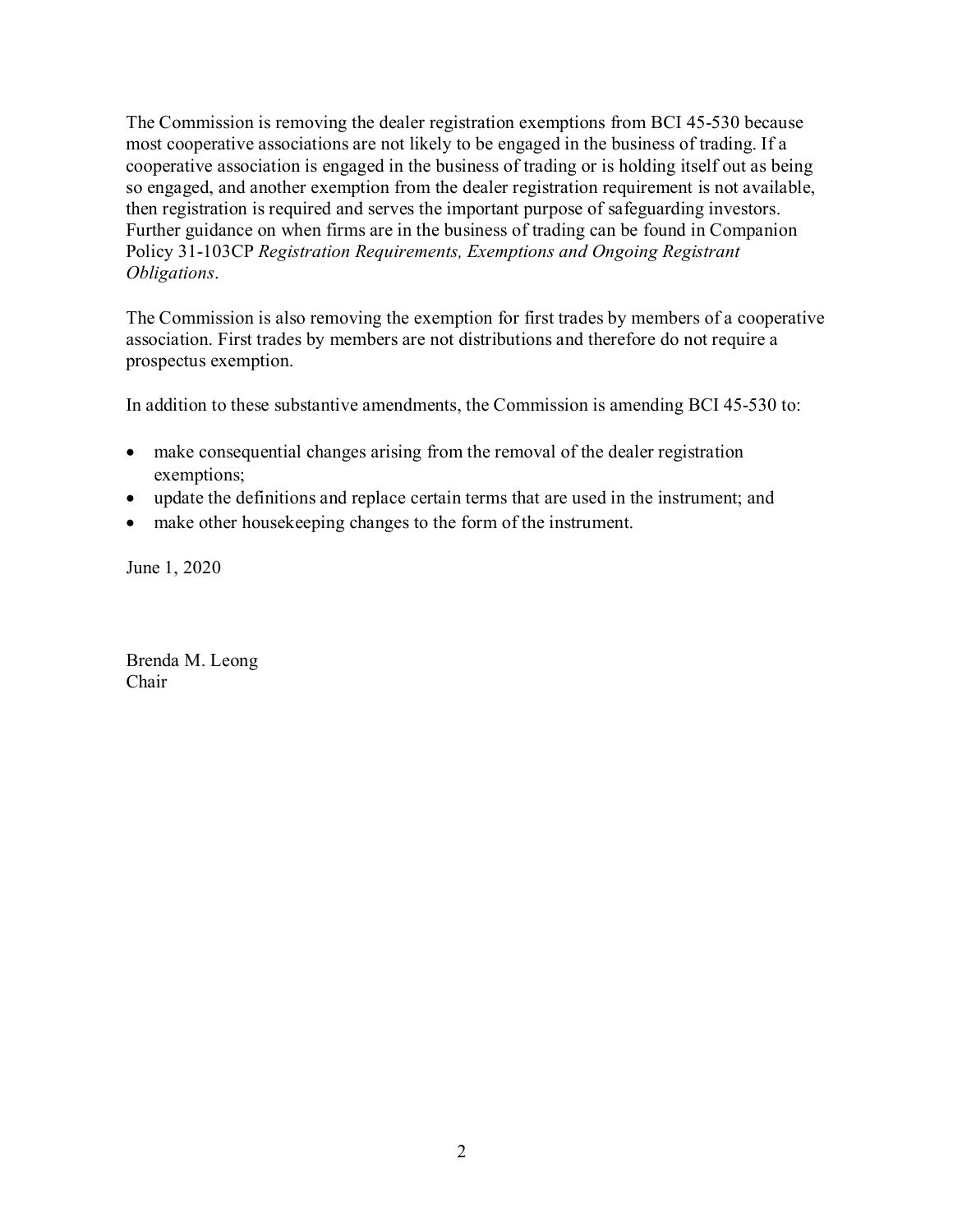The Commission is removing the dealer registration exemptions from BCI 45-530 because most cooperative associations are not likely to be engaged in the business of trading. If a cooperative association is engaged in the business of trading or is holding itself out as being so engaged, and another exemption from the dealer registration requirement is not available, then registration is required and serves the important purpose of safeguarding investors. Further guidance on when firms are in the business of trading can be found in Companion Policy 31-103CP *Registration Requirements, Exemptions and Ongoing Registrant Obligations*.

The Commission is also removing the exemption for first trades by members of a cooperative association. First trades by members are not distributions and therefore do not require a prospectus exemption.

In addition to these substantive amendments, the Commission is amending BCI 45-530 to:

- make consequential changes arising from the removal of the dealer registration exemptions;
- update the definitions and replace certain terms that are used in the instrument; and
- make other housekeeping changes to the form of the instrument.

June 1, 2020

Brenda M. Leong
Chair